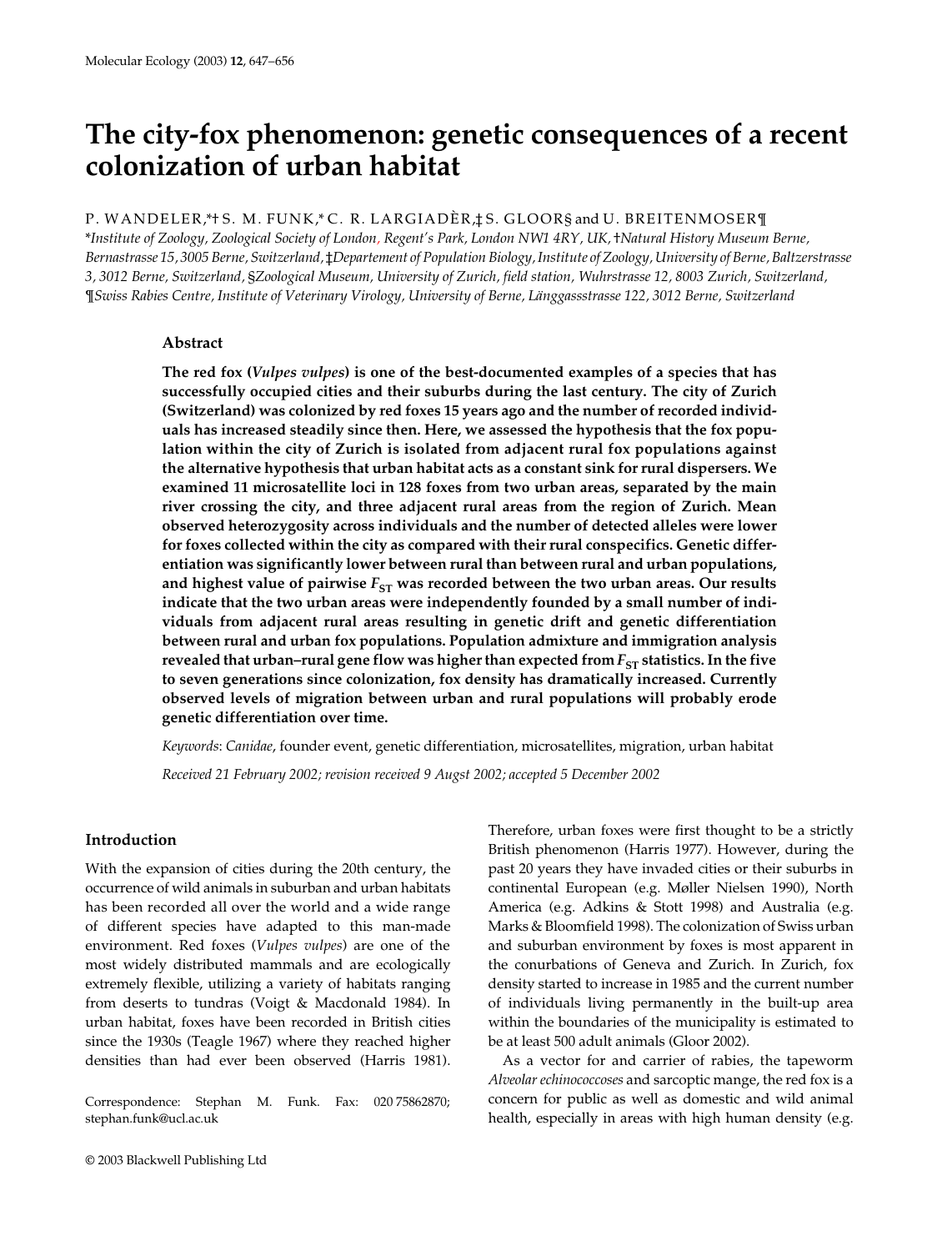# The city-fox phenomenon: genetic consequences of a recent colonization of urban habitat

P. WANDELER,*† S. M. FUNK,* C. R. LARGIADÈR,‡ S. GLOOR§ and U. BREITENMOSER¶

*Institute of Zoology, Zoological Society of London, Regent's Park, London NW1 4RY, UK, †Natural History Museum Berne, Bernastrasse 15, 3005 Berne, Switzerland, ‡Departement of Population Biology, Institute of Zoology, University of Berne, Baltzerstrasse 3, 3012 Berne, Switzerland, §Zoological Museum, University of Zurich, field station, Wuhrstrasse 12, 8003 Zurich, Switzerland, ¶Swiss Rabies Centre, Institute of Veterinary Virology, University of Berne, Länggassstrasse 122, 3012 Berne, Switzerland

## Abstract

**The red fox (*Vulpes vulpes*) is one of the best-documented examples of a species that has successfully occupied cities and their suburbs during the last century. The city of Zurich (Switzerland) was colonized by red foxes 15 years ago and the number of recorded individuals has increased steadily since then. Here, we assessed the hypothesis that the fox population within the city of Zurich is isolated from adjacent rural fox populations against the alternative hypothesis that urban habitat acts as a constant sink for rural dispersers. We examined 11 microsatellite loci in 128 foxes from two urban areas, separated by the main river crossing the city, and three adjacent rural areas from the region of Zurich. Mean observed heterozygosity across individuals and the number of detected alleles were lower for foxes collected within the city as compared with their rural conspecifics. Genetic differentiation was significantly lower between rural than between rural and urban populations, and highest value of pairwise $F_{ST}$ was recorded between the two urban areas. Our results indicate that the two urban areas were independently founded by a small number of individuals from adjacent rural areas resulting in genetic drift and genetic differentiation between rural and urban fox populations. Population admixture and immigration analysis revealed that urban–rural gene flow was higher than expected from $F_{ST}$ statistics. In the five to seven generations since colonization, fox density has dramatically increased. Currently observed levels of migration between urban and rural populations will probably erode genetic differentiation over time.**

*Keywords*: *Canidae*, founder event, genetic differentiation, microsatellites, migration, urban habitat

*Received 21 February 2002; revision received 9 Augst 2002; accepted 5 December 2002*

## Introduction

With the expansion of cities during the 20th century, the occurrence of wild animals in suburban and urban habitats has been recorded all over the world and a wide range of different species have adapted to this man-made environment. Red foxes (*Vulpes vulpes*) are one of the most widely distributed mammals and are ecologically extremely flexible, utilizing a variety of habitats ranging from deserts to tundras (Voigt & Macdonald 1984). In urban habitat, foxes have been recorded in British cities since the 1930s (Teagle 1967) where they reached higher densities than had ever been observed (Harris 1981). Therefore, urban foxes were first thought to be a strictly British phenomenon (Harris 1977). However, during the past 20 years they have invaded cities or their suburbs in continental European (e.g. Møller Nielsen 1990), North America (e.g. Adkins & Stott 1998) and Australia (e.g. Marks & Bloomfield 1998). The colonization of Swiss urban and suburban environment by foxes is most apparent in the conurbations of Geneva and Zurich. In Zurich, fox density started to increase in 1985 and the current number of individuals living permanently in the built-up area within the boundaries of the municipality is estimated to be at least 500 adult animals (Gloor 2002).

As a vector for and carrier of rabies, the tapeworm *Alveolar echinococcoses* and sarcoptic mange, the red fox is a concern for public as well as domestic and wild animal health, especially in areas with high human density (e.g.

Correspondence: Stephan M. Funk. Fax: 020 75862870; stephan.funk@ucl.ac.uk

© 2003 Blackwell Publishing Ltd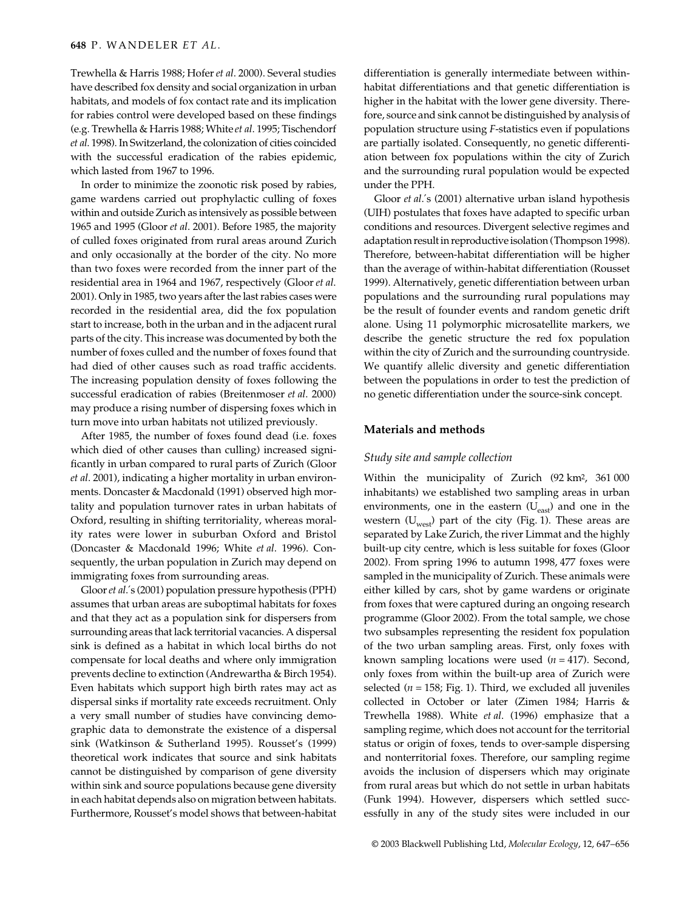Trewhella & Harris 1988; Hofer *et al*. 2000). Several studies have described fox density and social organization in urban habitats, and models of fox contact rate and its implication for rabies control were developed based on these findings (e.g. Trewhella & Harris 1988; White *et al*. 1995; Tischendorf *et al*. 1998). In Switzerland, the colonization of cities coincided with the successful eradication of the rabies epidemic, which lasted from 1967 to 1996.

In order to minimize the zoonotic risk posed by rabies, game wardens carried out prophylactic culling of foxes within and outside Zurich as intensively as possible between 1965 and 1995 (Gloor *et al*. 2001). Before 1985, the majority of culled foxes originated from rural areas around Zurich and only occasionally at the border of the city. No more than two foxes were recorded from the inner part of the residential area in 1964 and 1967, respectively (Gloor *et al*. 2001). Only in 1985, two years after the last rabies cases were recorded in the residential area, did the fox population start to increase, both in the urban and in the adjacent rural parts of the city. This increase was documented by both the number of foxes culled and the number of foxes found that had died of other causes such as road traffic accidents. The increasing population density of foxes following the successful eradication of rabies (Breitenmoser *et al*. 2000) may produce a rising number of dispersing foxes which in turn move into urban habitats not utilized previously.

After 1985, the number of foxes found dead (i.e. foxes which died of other causes than culling) increased significantly in urban compared to rural parts of Zurich (Gloor *et al*. 2001), indicating a higher mortality in urban environments. Doncaster & Macdonald (1991) observed high mortality and population turnover rates in urban habitats of Oxford, resulting in shifting territoriality, whereas morality rates were lower in suburban Oxford and Bristol (Doncaster & Macdonald 1996; White *et al*. 1996). Consequently, the urban population in Zurich may depend on immigrating foxes from surrounding areas.

Gloor *et al*.'s (2001) population pressure hypothesis (PPH) assumes that urban areas are suboptimal habitats for foxes and that they act as a population sink for dispersers from surrounding areas that lack territorial vacancies. A dispersal sink is defined as a habitat in which local births do not compensate for local deaths and where only immigration prevents decline to extinction (Andrewartha & Birch 1954). Even habitats which support high birth rates may act as dispersal sinks if mortality rate exceeds recruitment. Only a very small number of studies have convincing demographic data to demonstrate the existence of a dispersal sink (Watkinson & Sutherland 1995). Rousset's (1999) theoretical work indicates that source and sink habitats cannot be distinguished by comparison of gene diversity within sink and source populations because gene diversity in each habitat depends also on migration between habitats. Furthermore, Rousset's model shows that between-habitat differentiation is generally intermediate between within-habitat differentiations and that genetic differentiation is higher in the habitat with the lower gene diversity. Therefore, source and sink cannot be distinguished by analysis of population structure using *F*-statistics even if populations are partially isolated. Consequently, no genetic differentiation between fox populations within the city of Zurich and the surrounding rural population would be expected under the PPH.

Gloor *et al*.'s (2001) alternative urban island hypothesis (UIH) postulates that foxes have adapted to specific urban conditions and resources. Divergent selective regimes and adaptation result in reproductive isolation (Thompson 1998). Therefore, between-habitat differentiation will be higher than the average of within-habitat differentiation (Rousset 1999). Alternatively, genetic differentiation between urban populations and the surrounding rural populations may be the result of founder events and random genetic drift alone. Using 11 polymorphic microsatellite markers, we describe the genetic structure the red fox population within the city of Zurich and the surrounding countryside. We quantify allelic diversity and genetic differentiation between the populations in order to test the prediction of no genetic differentiation under the source-sink concept.

## Materials and methods

### *Study site and sample collection*

Within the municipality of Zurich (92 km², 361 000 inhabitants) we established two sampling areas in urban environments, one in the eastern ($U_{east}$) and one in the western ($U_{west}$) part of the city (Fig. 1). These areas are separated by Lake Zurich, the river Limmat and the highly built-up city centre, which is less suitable for foxes (Gloor 2002). From spring 1996 to autumn 1998, 477 foxes were sampled in the municipality of Zurich. These animals were either killed by cars, shot by game wardens or originate from foxes that were captured during an ongoing research programme (Gloor 2002). From the total sample, we chose two subsamples representing the resident fox population of the two urban sampling areas. First, only foxes with known sampling locations were used ($n = 417$). Second, only foxes from within the built-up area of Zurich were selected ($n = 158$; Fig. 1). Third, we excluded all juveniles collected in October or later (Zimen 1984; Harris & Trewhella 1988). White *et al*. (1996) emphasize that a sampling regime, which does not account for the territorial status or origin of foxes, tends to over-sample dispersing and nonterritorial foxes. Therefore, our sampling regime avoids the inclusion of dispersers which may originate from rural areas but which do not settle in urban habitats (Funk 1994). However, dispersers which settled successfully in any of the study sites were included in our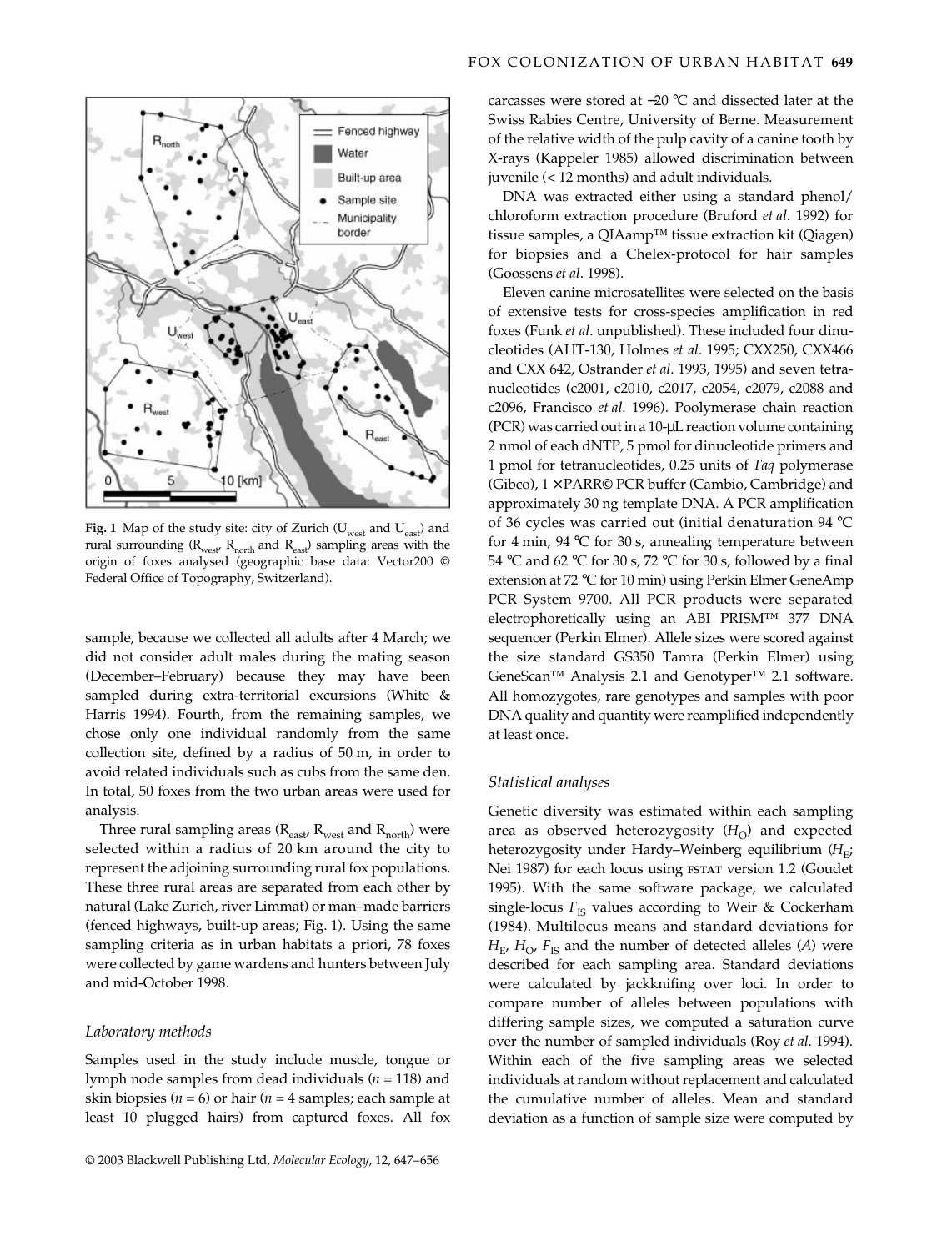**Fig. 1** Map of the study site: city of Zurich ($U_{west}$ and $U_{east}$) and rural surrounding ($R_{west}$, $R_{north}$ and $R_{east}$) sampling areas with the origin of foxes analysed (geographic base data: Vector200 © Federal Office of Topography, Switzerland).

sample, because we collected all adults after 4 March; we did not consider adult males during the mating season (December–February) because they may have been sampled during extra-territorial excursions (White & Harris 1994). Fourth, from the remaining samples, we chose only one individual randomly from the same collection site, defined by a radius of 50 m, in order to avoid related individuals such as cubs from the same den. In total, 50 foxes from the two urban areas were used for analysis.

Three rural sampling areas ($R_{east}$, $R_{west}$ and $R_{north}$) were selected within a radius of 20 km around the city to represent the adjoining surrounding rural fox populations. These three rural areas are separated from each other by natural (Lake Zurich, river Limmat) or man–made barriers (fenced highways, built-up areas; Fig. 1). Using the same sampling criteria as in urban habitats a priori, 78 foxes were collected by game wardens and hunters between July and mid-October 1998.

### Laboratory methods

Samples used in the study include muscle, tongue or lymph node samples from dead individuals ($n = 118$) and skin biopsies ($n = 6$) or hair ($n = 4$ samples; each sample at least 10 plugged hairs) from captured foxes. All fox carcasses were stored at −20 °C and dissected later at the Swiss Rabies Centre, University of Berne. Measurement of the relative width of the pulp cavity of a canine tooth by X-rays (Kappeler 1985) allowed discrimination between juvenile (< 12 months) and adult individuals.

DNA was extracted either using a standard phenol/chloroform extraction procedure (Bruford *et al*. 1992) for tissue samples, a QIAamp™ tissue extraction kit (Qiagen) for biopsies and a Chelex-protocol for hair samples (Goossens *et al*. 1998).

Eleven canine microsatellites were selected on the basis of extensive tests for cross-species amplification in red foxes (Funk *et al*. unpublished). These included four dinucleotides (AHT-130, Holmes *et al*. 1995; CXX250, CXX466 and CXX 642, Ostrander *et al*. 1993, 1995) and seven tetranucleotides (c2001, c2010, c2017, c2054, c2079, c2088 and c2096, Francisco *et al*. 1996). Poolymerase chain reaction (PCR) was carried out in a 10-μL reaction volume containing 2 nmol of each dNTP, 5 pmol for dinucleotide primers and 1 pmol for tetranucleotides, 0.25 units of *Taq* polymerase (Gibco), 1 × PARR© PCR buffer (Cambio, Cambridge) and approximately 30 ng template DNA. A PCR amplification of 36 cycles was carried out (initial denaturation 94 °C for 4 min, 94 °C for 30 s, annealing temperature between 54 °C and 62 °C for 30 s, 72 °C for 30 s, followed by a final extension at 72 °C for 10 min) using Perkin Elmer GeneAmp PCR System 9700. All PCR products were separated electrophoretically using an ABI PRISM™ 377 DNA sequencer (Perkin Elmer). Allele sizes were scored against the size standard GS350 Tamra (Perkin Elmer) using GeneScan™ Analysis 2.1 and Genotyper™ 2.1 software. All homozygotes, rare genotypes and samples with poor DNA quality and quantity were reamplified independently at least once.

### Statistical analyses

Genetic diversity was estimated within each sampling area as observed heterozygosity ($H_O$) and expected heterozygosity under Hardy–Weinberg equilibrium ($H_E$; Nei 1987) for each locus using FSTAT version 1.2 (Goudet 1995). With the same software package, we calculated single-locus $F_{IS}$ values according to Weir & Cockerham (1984). Multilocus means and standard deviations for $H_E$, $H_O$, $F_{IS}$ and the number of detected alleles ($A$) were described for each sampling area. Standard deviations were calculated by jackknifing over loci. In order to compare number of alleles between populations with differing sample sizes, we computed a saturation curve over the number of sampled individuals (Roy *et al*. 1994). Within each of the five sampling areas we selected individuals at random without replacement and calculated the cumulative number of alleles. Mean and standard deviation as a function of sample size were computed by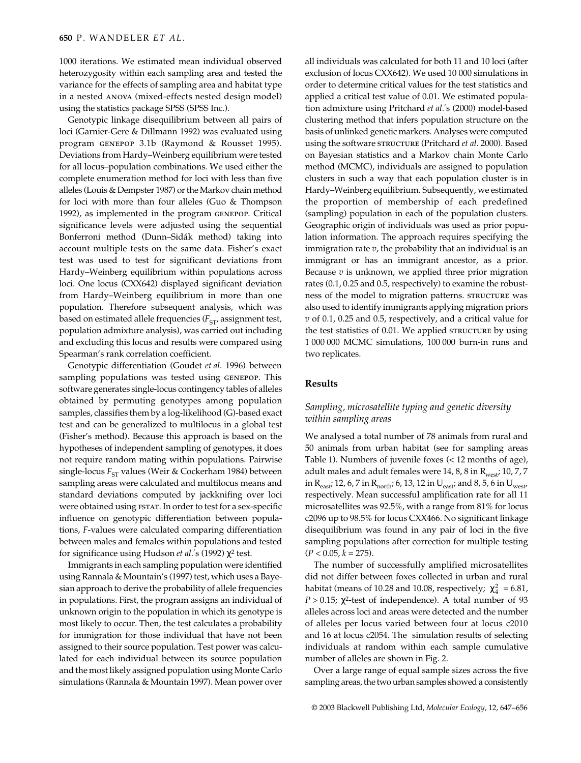1000 iterations. We estimated mean individual observed heterozygosity within each sampling area and tested the variance for the effects of sampling area and habitat type in a nested ANOVA (mixed-effects nested design model) using the statistics package SPSS (SPSS Inc.).

Genotypic linkage disequilibrium between all pairs of loci (Garnier-Gere & Dillmann 1992) was evaluated using program GENEPOP 3.1b (Raymond & Rousset 1995). Deviations from Hardy–Weinberg equilibrium were tested for all locus–population combinations. We used either the complete enumeration method for loci with less than five alleles (Louis & Dempster 1987) or the Markov chain method for loci with more than four alleles (Guo & Thompson 1992), as implemented in the program GENEPOP. Critical significance levels were adjusted using the sequential Bonferroni method (Dunn–Sidák method) taking into account multiple tests on the same data. Fisher's exact test was used to test for significant deviations from Hardy–Weinberg equilibrium within populations across loci. One locus (CXX642) displayed significant deviation from Hardy–Weinberg equilibrium in more than one population. Therefore subsequent analysis, which was based on estimated allele frequencies ($F_{ST}$, assignment test, population admixture analysis), was carried out including and excluding this locus and results were compared using Spearman's rank correlation coefficient.

Genotypic differentiation (Goudet *et al*. 1996) between sampling populations was tested using GENEPOP. This software generates single-locus contingency tables of alleles obtained by permuting genotypes among population samples, classifies them by a log-likelihood (G)-based exact test and can be generalized to multilocus in a global test (Fisher's method). Because this approach is based on the hypotheses of independent sampling of genotypes, it does not require random mating within populations. Pairwise single-locus $F_{ST}$ values (Weir & Cockerham 1984) between sampling areas were calculated and multilocus means and standard deviations computed by jackknifing over loci were obtained using FSTAT. In order to test for a sex-specific influence on genotypic differentiation between populations, *F*-values were calculated comparing differentiation between males and females within populations and tested for significance using Hudson *et al*.'s (1992) $\chi^2$ test.

Immigrants in each sampling population were identified using Rannala & Mountain's (1997) test, which uses a Bayesian approach to derive the probability of allele frequencies in populations. First, the program assigns an individual of unknown origin to the population in which its genotype is most likely to occur. Then, the test calculates a probability for immigration for those individual that have not been assigned to their source population. Test power was calculated for each individual between its source population and the most likely assigned population using Monte Carlo simulations (Rannala & Mountain 1997). Mean power over all individuals was calculated for both 11 and 10 loci (after exclusion of locus CXX642). We used 10 000 simulations in order to determine critical values for the test statistics and applied a critical test value of 0.01. We estimated population admixture using Pritchard *et al*.'s (2000) model-based clustering method that infers population structure on the basis of unlinked genetic markers. Analyses were computed using the software STRUCTURE (Pritchard *et al*. 2000). Based on Bayesian statistics and a Markov chain Monte Carlo method (MCMC), individuals are assigned to population clusters in such a way that each population cluster is in Hardy–Weinberg equilibrium. Subsequently, we estimated the proportion of membership of each predefined (sampling) population in each of the population clusters. Geographic origin of individuals was used as prior population information. The approach requires specifying the immigration rate $v$, the probability that an individual is an immigrant or has an immigrant ancestor, as a prior. Because $v$ is unknown, we applied three prior migration rates (0.1, 0.25 and 0.5, respectively) to examine the robustness of the model to migration patterns. STRUCTURE was also used to identify immigrants applying migration priors $v$ of 0.1, 0.25 and 0.5, respectively, and a critical value for the test statistics of 0.01. We applied STRUCTURE by using 1 000 000 MCMC simulations, 100 000 burn-in runs and two replicates.

## Results

### *Sampling, microsatellite typing and genetic diversity within sampling areas*

We analysed a total number of 78 animals from rural and 50 animals from urban habitat (see for sampling areas Table 1). Numbers of juvenile foxes (< 12 months of age), adult males and adult females were 14, 8, 8 in $R_{west}$; 10, 7, 7 in $R_{east}$; 12, 6, 7 in $R_{north}$; 6, 13, 12 in $U_{east}$; and 8, 5, 6 in $U_{west}$, respectively. Mean successful amplification rate for all 11 microsatellites was 92.5%, with a range from 81% for locus c2096 up to 98.5% for locus CXX466. No significant linkage disequilibrium was found in any pair of loci in the five sampling populations after correction for multiple testing ($P < 0.05$, $k = 275$).

The number of successfully amplified microsatellites did not differ between foxes collected in urban and rural habitat (means of 10.28 and 10.08, respectively; $\chi^2_4 = 6.81$, $P > 0.15$; $\chi^2$-test of independence). A total number of 93 alleles across loci and areas were detected and the number of alleles per locus varied between four at locus c2010 and 16 at locus c2054. The simulation results of selecting individuals at random within each sample cumulative number of alleles are shown in Fig. 2.

Over a large range of equal sample sizes across the five sampling areas, the two urban samples showed a consistently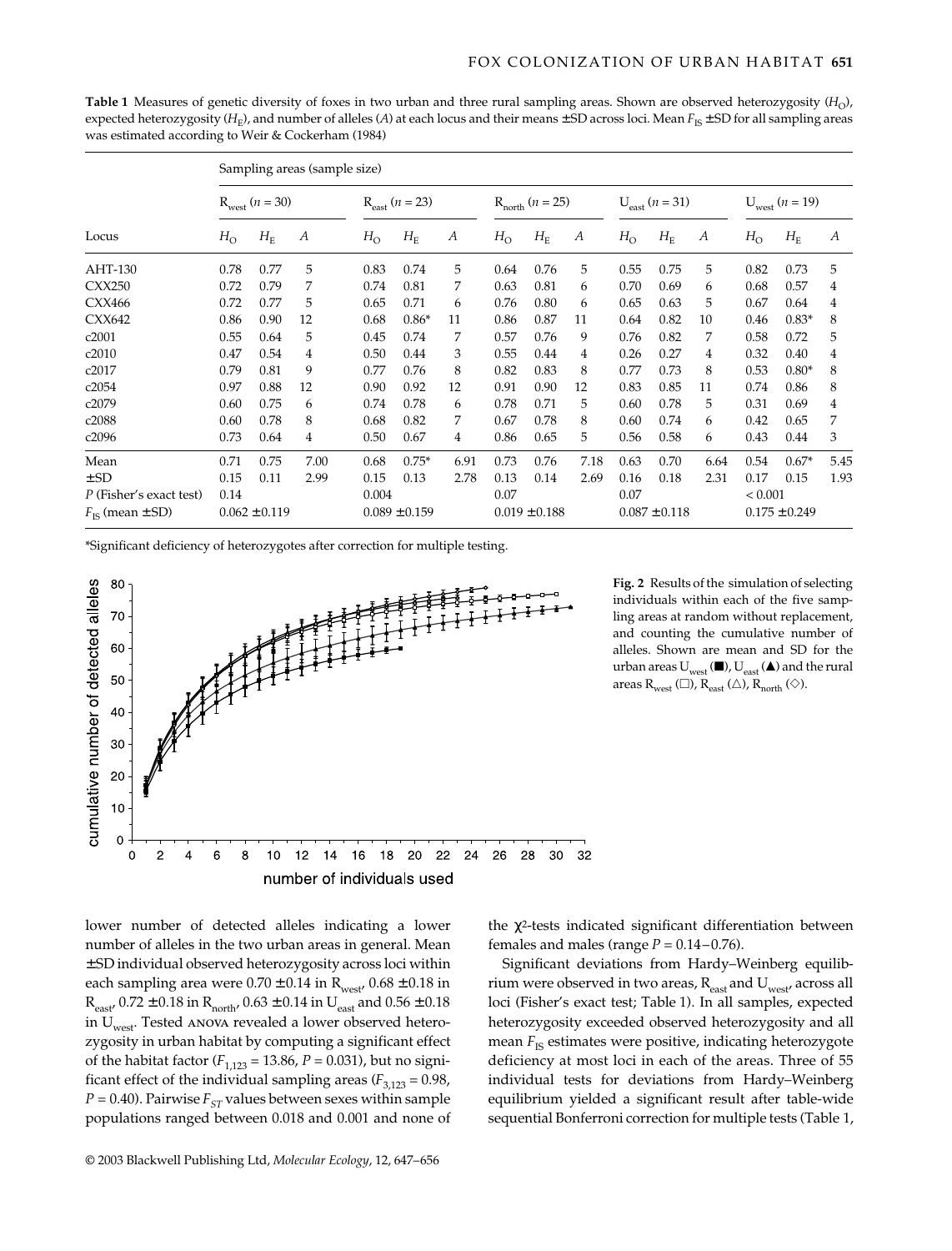**Table 1** Measures of genetic diversity of foxes in two urban and three rural sampling areas. Shown are observed heterozygosity ($H_O$), expected heterozygosity ($H_E$), and number of alleles ($A$) at each locus and their means ±SD across loci. Mean $F_{IS}$ ±SD for all sampling areas was estimated according to Weir & Cockerham (1984)

| Locus | Sampling areas (sample size) | | | | | | | | | | | | | | |
|---|---|---|---|---|---|---|---|---|---|---|---|---|---|---|---|
| | $R_{west}$ ($n$ = 30) | | | $R_{east}$ ($n$ = 23) | | | $R_{north}$ ($n$ = 25) | | | $U_{east}$ ($n$ = 31) | | | $U_{west}$ ($n$ = 19) | | |
| | $H_O$ | $H_E$ | $A$ | $H_O$ | $H_E$ | $A$ | $H_O$ | $H_E$ | $A$ | $H_O$ | $H_E$ | $A$ | $H_O$ | $H_E$ | $A$ |
| AHT-130 | 0.78 | 0.77 | 5 | 0.83 | 0.74 | 5 | 0.64 | 0.76 | 5 | 0.55 | 0.75 | 5 | 0.82 | 0.73 | 5 |
| CXX250 | 0.72 | 0.79 | 7 | 0.74 | 0.81 | 7 | 0.63 | 0.81 | 6 | 0.70 | 0.69 | 6 | 0.68 | 0.57 | 4 |
| CXX466 | 0.72 | 0.77 | 5 | 0.65 | 0.71 | 6 | 0.76 | 0.80 | 6 | 0.65 | 0.63 | 5 | 0.67 | 0.64 | 4 |
| CXX642 | 0.86 | 0.90 | 12 | 0.68 | 0.86* | 11 | 0.86 | 0.87 | 11 | 0.64 | 0.82 | 10 | 0.46 | 0.83* | 8 |
| c2001 | 0.55 | 0.64 | 5 | 0.45 | 0.74 | 7 | 0.57 | 0.76 | 9 | 0.76 | 0.82 | 7 | 0.58 | 0.72 | 5 |
| c2010 | 0.47 | 0.54 | 4 | 0.50 | 0.44 | 3 | 0.55 | 0.44 | 4 | 0.26 | 0.27 | 4 | 0.32 | 0.40 | 4 |
| c2017 | 0.79 | 0.81 | 9 | 0.77 | 0.76 | 8 | 0.82 | 0.83 | 8 | 0.77 | 0.73 | 8 | 0.53 | 0.80* | 8 |
| c2054 | 0.97 | 0.88 | 12 | 0.90 | 0.92 | 12 | 0.91 | 0.90 | 12 | 0.83 | 0.85 | 11 | 0.74 | 0.86 | 8 |
| c2079 | 0.60 | 0.75 | 6 | 0.74 | 0.78 | 6 | 0.78 | 0.71 | 5 | 0.60 | 0.78 | 5 | 0.31 | 0.69 | 4 |
| c2088 | 0.60 | 0.78 | 8 | 0.68 | 0.82 | 7 | 0.67 | 0.78 | 8 | 0.60 | 0.74 | 6 | 0.42 | 0.65 | 7 |
| c2096 | 0.73 | 0.64 | 4 | 0.50 | 0.67 | 4 | 0.86 | 0.65 | 5 | 0.56 | 0.58 | 6 | 0.43 | 0.44 | 3 |
| Mean | 0.71 | 0.75 | 7.00 | 0.68 | 0.75* | 6.91 | 0.73 | 0.76 | 7.18 | 0.63 | 0.70 | 6.64 | 0.54 | 0.67* | 5.45 |
| ±SD | 0.15 | 0.11 | 2.99 | 0.15 | 0.13 | 2.78 | 0.13 | 0.14 | 2.69 | 0.16 | 0.18 | 2.31 | 0.17 | 0.15 | 1.93 |
| $P$ (Fisher's exact test) | 0.14 | | | 0.004 | | | 0.07 | | | 0.07 | | | < 0.001 | | |
| $F_{IS}$ (mean ±SD) | 0.062 ±0.119 | | | 0.089 ±0.159 | | | 0.019 ±0.188 | | | 0.087 ±0.118 | | | 0.175 ±0.249 | | |

*Significant deficiency of heterozygotes after correction for multiple testing.

**Fig. 2** Results of the simulation of selecting individuals within each of the five sampling areas at random without replacement, and counting the cumulative number of alleles. Shown are mean and SD for the urban areas $U_{west}$ (■), $U_{east}$ (▲) and the rural areas $R_{west}$ (□), $R_{east}$ (△), $R_{north}$ (◇).

lower number of detected alleles indicating a lower number of alleles in the two urban areas in general. Mean ±SD individual observed heterozygosity across loci within each sampling area were 0.70 ±0.14 in $R_{west}$, 0.68 ±0.18 in $R_{east}$, 0.72 ±0.18 in $R_{north}$, 0.63 ±0.14 in $U_{east}$ and 0.56 ±0.18 in $U_{west}$. Tested ANOVA revealed a lower observed heterozygosity in urban habitat by computing a significant effect of the habitat factor ($F_{1,123}$ = 13.86, $P$ = 0.031), but no significant effect of the individual sampling areas ($F_{3,123}$ = 0.98, $P$ = 0.40). Pairwise $F_{ST}$ values between sexes within sample populations ranged between 0.018 and 0.001 and none of the $\chi^2$-tests indicated significant differentiation between females and males (range $P$ = 0.14–0.76).

Significant deviations from Hardy–Weinberg equilibrium were observed in two areas, $R_{east}$ and $U_{west}$, across all loci (Fisher's exact test; Table 1). In all samples, expected heterozygosity exceeded observed heterozygosity and all mean $F_{IS}$ estimates were positive, indicating heterozygote deficiency at most loci in each of the areas. Three of 55 individual tests for deviations from Hardy–Weinberg equilibrium yielded a significant result after table-wide sequential Bonferroni correction for multiple tests (Table 1,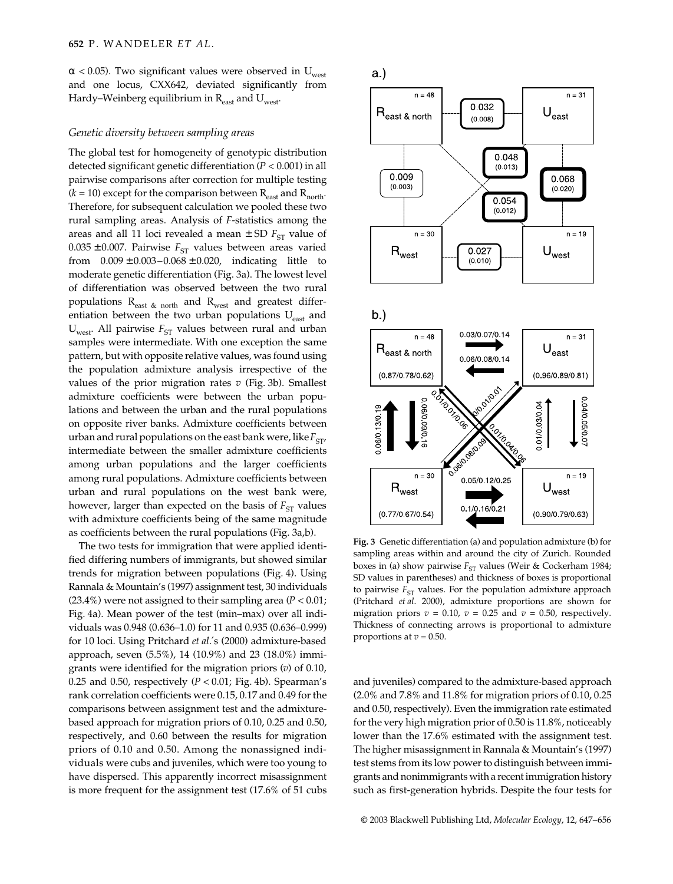$\alpha < 0.05$). Two significant values were observed in $U_{west}$ and one locus, CXX642, deviated significantly from Hardy–Weinberg equilibrium in $R_{east}$ and $U_{west}$.

### *Genetic diversity between sampling areas*

The global test for homogeneity of genotypic distribution detected significant genetic differentiation ($P < 0.001$) in all pairwise comparisons after correction for multiple testing ($k = 10$) except for the comparison between $R_{east}$ and $R_{north}$. Therefore, for subsequent calculation we pooled these two rural sampling areas. Analysis of *F*-statistics among the areas and all 11 loci revealed a mean ± SD $F_{ST}$ value of 0.035 ± 0.007. Pairwise $F_{ST}$ values between areas varied from 0.009 ± 0.003–0.068 ± 0.020, indicating little to moderate genetic differentiation (Fig. 3a). The lowest level of differentiation was observed between the two rural populations $R_{east\ \&\ north}$ and $R_{west}$ and greatest differentiation between the two urban populations $U_{east}$ and $U_{west}$. All pairwise $F_{ST}$ values between rural and urban samples were intermediate. With one exception the same pattern, but with opposite relative values, was found using the population admixture analysis irrespective of the values of the prior migration rates *v* (Fig. 3b). Smallest admixture coefficients were between the urban populations and between the urban and the rural populations on opposite river banks. Admixture coefficients between urban and rural populations on the east bank were, like $F_{ST}$, intermediate between the smaller admixture coefficients among urban populations and the larger coefficients among rural populations. Admixture coefficients between urban and rural populations on the west bank were, however, larger than expected on the basis of $F_{ST}$ values with admixture coefficients being of the same magnitude as coefficients between the rural populations (Fig. 3a,b).

The two tests for immigration that were applied identified differing numbers of immigrants, but showed similar trends for migration between populations (Fig. 4). Using Rannala & Mountain's (1997) assignment test, 30 individuals (23.4%) were not assigned to their sampling area ($P < 0.01$; Fig. 4a). Mean power of the test (min–max) over all individuals was 0.948 (0.636–1.0) for 11 and 0.935 (0.636–0.999) for 10 loci. Using Pritchard *et al.*'s (2000) admixture-based approach, seven (5.5%), 14 (10.9%) and 23 (18.0%) immigrants were identified for the migration priors (*v*) of 0.10, 0.25 and 0.50, respectively ($P < 0.01$; Fig. 4b). Spearman's rank correlation coefficients were 0.15, 0.17 and 0.49 for the comparisons between assignment test and the admixture-based approach for migration priors of 0.10, 0.25 and 0.50, respectively, and 0.60 between the results for migration priors of 0.10 and 0.50. Among the nonassigned individuals were cubs and juveniles, which were too young to have dispersed. This apparently incorrect misassignment is more frequent for the assignment test (17.6% of 51 cubs and juveniles) compared to the admixture-based approach (2.0% and 7.8% and 11.8% for migration priors of 0.10, 0.25 and 0.50, respectively). Even the immigration rate estimated for the very high migration prior of 0.50 is 11.8%, noticeably lower than the 17.6% estimated with the assignment test. The higher misassignment in Rannala & Mountain's (1997) test stems from its low power to distinguish between immigrants and nonimmigrants with a recent immigration history such as first-generation hybrids. Despite the four tests for

**Fig. 3** Genetic differentiation (a) and population admixture (b) for sampling areas within and around the city of Zurich. Rounded boxes in (a) show pairwise $F_{ST}$ values (Weir & Cockerham 1984; SD values in parentheses) and thickness of boxes is proportional to pairwise $F_{ST}$ values. For the population admixture approach (Pritchard *et al*. 2000), admixture proportions are shown for migration priors $v = 0.10$, $v = 0.25$ and $v = 0.50$, respectively. Thickness of connecting arrows is proportional to admixture proportions at $v = 0.50$.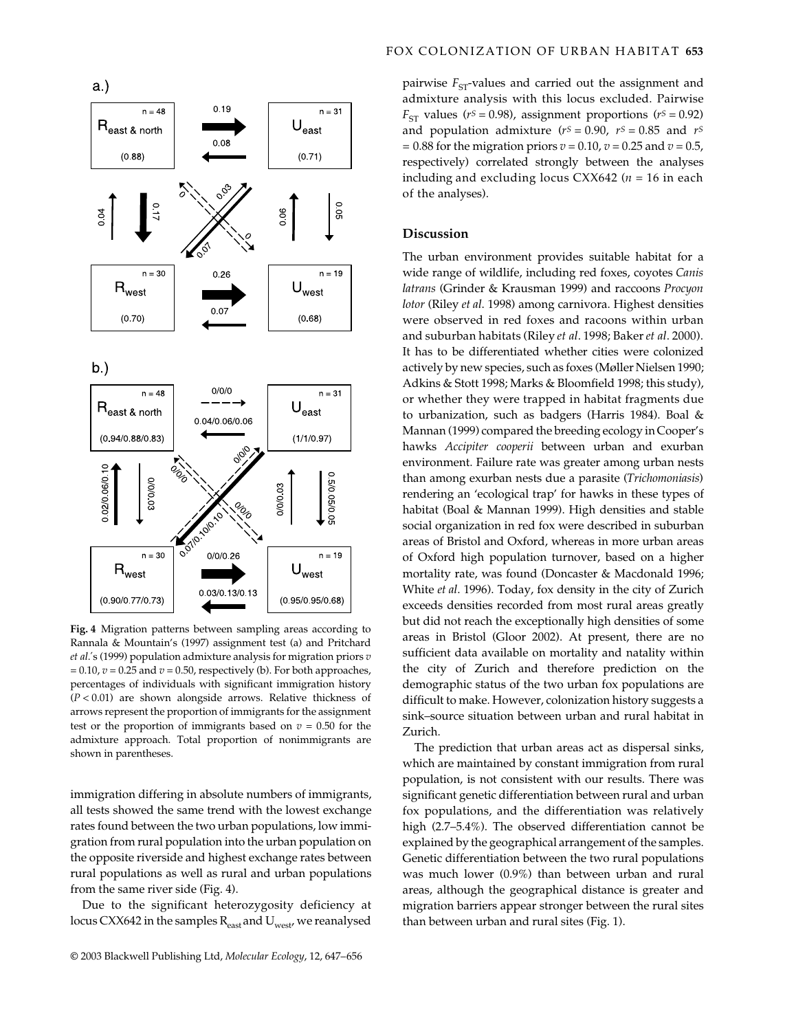Fig. 4 Migration patterns between sampling areas according to Rannala & Mountain's (1997) assignment test (a) and Pritchard *et al*.'s (1999) population admixture analysis for migration priors $v = 0.10$, $v = 0.25$ and $v = 0.50$, respectively (b). For both approaches, percentages of individuals with significant immigration history ($P < 0.01$) are shown alongside arrows. Relative thickness of arrows represent the proportion of immigrants for the assignment test or the proportion of immigrants based on $v = 0.50$ for the admixture approach. Total proportion of nonimmigrants are shown in parentheses.

immigration differing in absolute numbers of immigrants, all tests showed the same trend with the lowest exchange rates found between the two urban populations, low immigration from rural population into the urban population on the opposite riverside and highest exchange rates between rural populations as well as rural and urban populations from the same river side (Fig. 4).

Due to the significant heterozygosity deficiency at locus CXX642 in the samples $R_{east}$ and $U_{west}$, we reanalysed pairwise $F_{ST}$-values and carried out the assignment and admixture analysis with this locus excluded. Pairwise $F_{ST}$ values ($r^S = 0.98$), assignment proportions ($r^S = 0.92$) and population admixture ($r^S = 0.90$, $r^S = 0.85$ and $r^S = 0.88$ for the migration priors $v = 0.10$, $v = 0.25$ and $v = 0.5$, respectively) correlated strongly between the analyses including and excluding locus CXX642 ($n = 16$ in each of the analyses).

## Discussion

The urban environment provides suitable habitat for a wide range of wildlife, including red foxes, coyotes *Canis latrans* (Grinder & Krausman 1999) and raccoons *Procyon lotor* (Riley *et al*. 1998) among carnivora. Highest densities were observed in red foxes and racoons within urban and suburban habitats (Riley *et al*. 1998; Baker *et al*. 2000). It has to be differentiated whether cities were colonized actively by new species, such as foxes (Møller Nielsen 1990; Adkins & Stott 1998; Marks & Bloomfield 1998; this study), or whether they were trapped in habitat fragments due to urbanization, such as badgers (Harris 1984). Boal & Mannan (1999) compared the breeding ecology in Cooper's hawks *Accipiter cooperii* between urban and exurban environment. Failure rate was greater among urban nests than among exurban nests due a parasite (*Trichomoniasis*) rendering an 'ecological trap' for hawks in these types of habitat (Boal & Mannan 1999). High densities and stable social organization in red fox were described in suburban areas of Bristol and Oxford, whereas in more urban areas of Oxford high population turnover, based on a higher mortality rate, was found (Doncaster & Macdonald 1996; White *et al*. 1996). Today, fox density in the city of Zurich exceeds densities recorded from most rural areas greatly but did not reach the exceptionally high densities of some areas in Bristol (Gloor 2002). At present, there are no sufficient data available on mortality and natality within the city of Zurich and therefore prediction on the demographic status of the two urban fox populations are difficult to make. However, colonization history suggests a sink–source situation between urban and rural habitat in Zurich.

The prediction that urban areas act as dispersal sinks, which are maintained by constant immigration from rural population, is not consistent with our results. There was significant genetic differentiation between rural and urban fox populations, and the differentiation was relatively high (2.7–5.4%). The observed differentiation cannot be explained by the geographical arrangement of the samples. Genetic differentiation between the two rural populations was much lower (0.9%) than between urban and rural areas, although the geographical distance is greater and migration barriers appear stronger between the rural sites than between urban and rural sites (Fig. 1).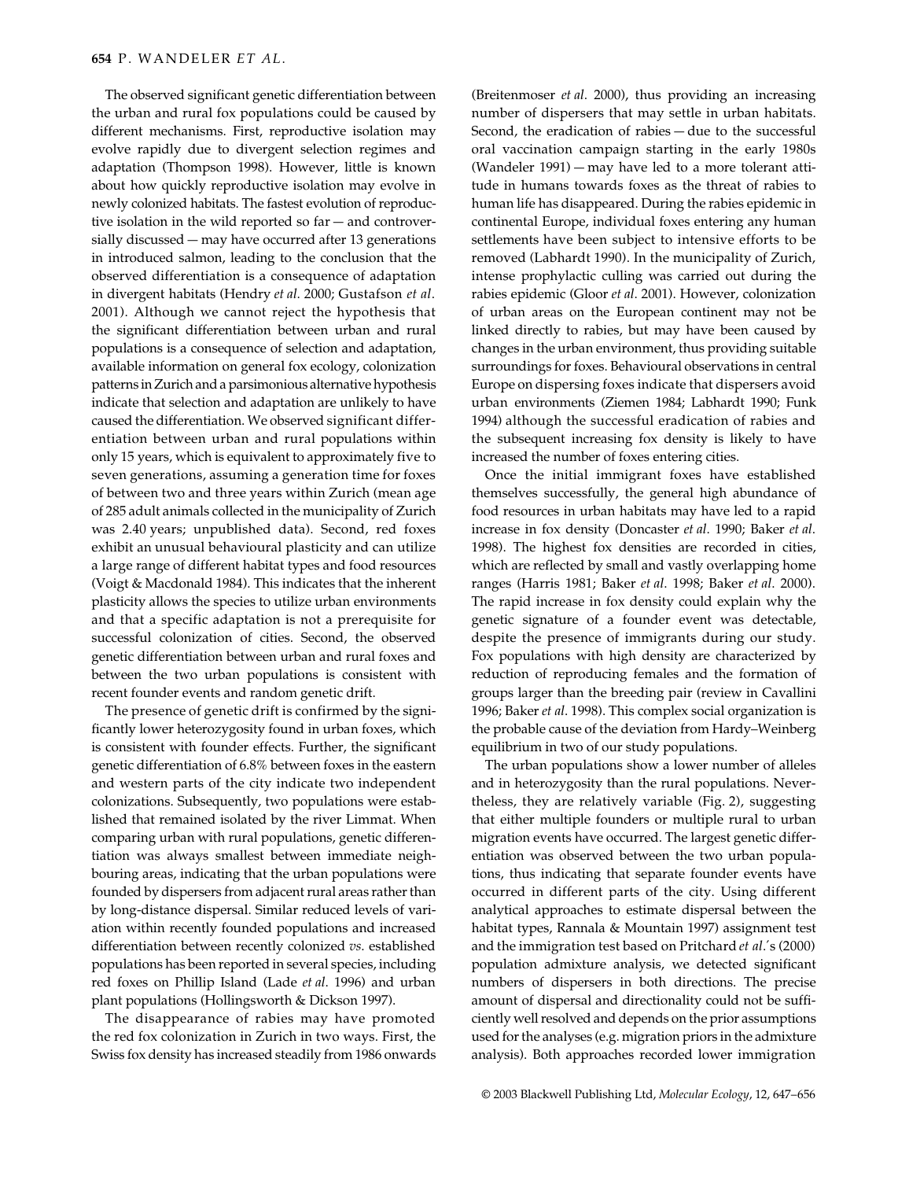The observed significant genetic differentiation between the urban and rural fox populations could be caused by different mechanisms. First, reproductive isolation may evolve rapidly due to divergent selection regimes and adaptation (Thompson 1998). However, little is known about how quickly reproductive isolation may evolve in newly colonized habitats. The fastest evolution of reproductive isolation in the wild reported so far — and controversially discussed — may have occurred after 13 generations in introduced salmon, leading to the conclusion that the observed differentiation is a consequence of adaptation in divergent habitats (Hendry *et al*. 2000; Gustafson *et al*. 2001). Although we cannot reject the hypothesis that the significant differentiation between urban and rural populations is a consequence of selection and adaptation, available information on general fox ecology, colonization patterns in Zurich and a parsimonious alternative hypothesis indicate that selection and adaptation are unlikely to have caused the differentiation. We observed significant differentiation between urban and rural populations within only 15 years, which is equivalent to approximately five to seven generations, assuming a generation time for foxes of between two and three years within Zurich (mean age of 285 adult animals collected in the municipality of Zurich was 2.40 years; unpublished data). Second, red foxes exhibit an unusual behavioural plasticity and can utilize a large range of different habitat types and food resources (Voigt & Macdonald 1984). This indicates that the inherent plasticity allows the species to utilize urban environments and that a specific adaptation is not a prerequisite for successful colonization of cities. Second, the observed genetic differentiation between urban and rural foxes and between the two urban populations is consistent with recent founder events and random genetic drift.

The presence of genetic drift is confirmed by the significantly lower heterozygosity found in urban foxes, which is consistent with founder effects. Further, the significant genetic differentiation of 6.8% between foxes in the eastern and western parts of the city indicate two independent colonizations. Subsequently, two populations were established that remained isolated by the river Limmat. When comparing urban with rural populations, genetic differentiation was always smallest between immediate neighbouring areas, indicating that the urban populations were founded by dispersers from adjacent rural areas rather than by long-distance dispersal. Similar reduced levels of variation within recently founded populations and increased differentiation between recently colonized *vs*. established populations has been reported in several species, including red foxes on Phillip Island (Lade *et al*. 1996) and urban plant populations (Hollingsworth & Dickson 1997).

The disappearance of rabies may have promoted the red fox colonization in Zurich in two ways. First, the Swiss fox density has increased steadily from 1986 onwards (Breitenmoser *et al*. 2000), thus providing an increasing number of dispersers that may settle in urban habitats. Second, the eradication of rabies — due to the successful oral vaccination campaign starting in the early 1980s (Wandeler 1991) — may have led to a more tolerant attitude in humans towards foxes as the threat of rabies to human life has disappeared. During the rabies epidemic in continental Europe, individual foxes entering any human settlements have been subject to intensive efforts to be removed (Labhardt 1990). In the municipality of Zurich, intense prophylactic culling was carried out during the rabies epidemic (Gloor *et al*. 2001). However, colonization of urban areas on the European continent may not be linked directly to rabies, but may have been caused by changes in the urban environment, thus providing suitable surroundings for foxes. Behavioural observations in central Europe on dispersing foxes indicate that dispersers avoid urban environments (Ziemen 1984; Labhardt 1990; Funk 1994) although the successful eradication of rabies and the subsequent increasing fox density is likely to have increased the number of foxes entering cities.

Once the initial immigrant foxes have established themselves successfully, the general high abundance of food resources in urban habitats may have led to a rapid increase in fox density (Doncaster *et al*. 1990; Baker *et al*. 1998). The highest fox densities are recorded in cities, which are reflected by small and vastly overlapping home ranges (Harris 1981; Baker *et al*. 1998; Baker *et al*. 2000). The rapid increase in fox density could explain why the genetic signature of a founder event was detectable, despite the presence of immigrants during our study. Fox populations with high density are characterized by reduction of reproducing females and the formation of groups larger than the breeding pair (review in Cavallini 1996; Baker *et al*. 1998). This complex social organization is the probable cause of the deviation from Hardy–Weinberg equilibrium in two of our study populations.

The urban populations show a lower number of alleles and in heterozygosity than the rural populations. Nevertheless, they are relatively variable (Fig. 2), suggesting that either multiple founders or multiple rural to urban migration events have occurred. The largest genetic differentiation was observed between the two urban populations, thus indicating that separate founder events have occurred in different parts of the city. Using different analytical approaches to estimate dispersal between the habitat types, Rannala & Mountain 1997) assignment test and the immigration test based on Pritchard *et al*.'s (2000) population admixture analysis, we detected significant numbers of dispersers in both directions. The precise amount of dispersal and directionality could not be sufficiently well resolved and depends on the prior assumptions used for the analyses (e.g. migration priors in the admixture analysis). Both approaches recorded lower immigration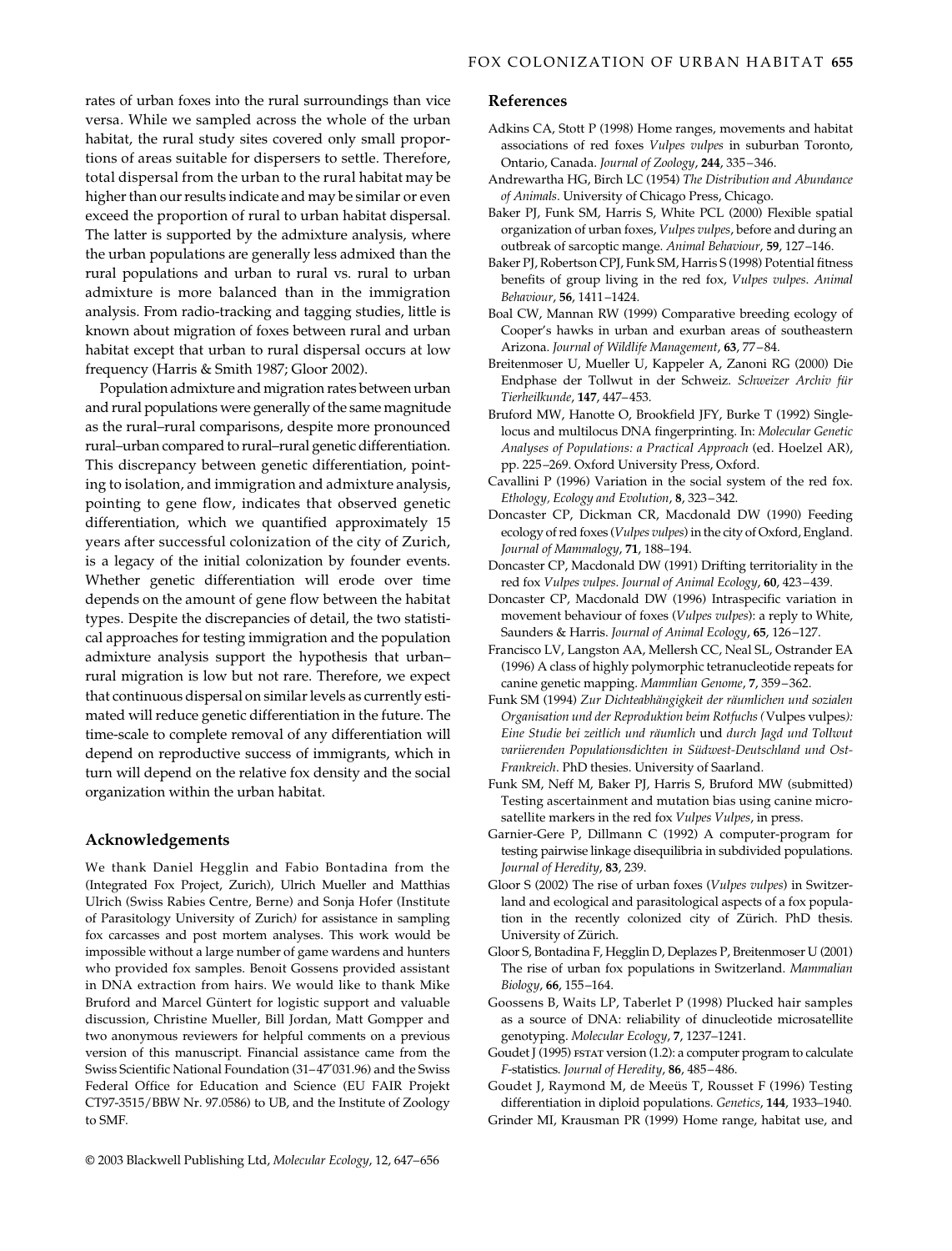rates of urban foxes into the rural surroundings than vice versa. While we sampled across the whole of the urban habitat, the rural study sites covered only small proportions of areas suitable for dispersers to settle. Therefore, total dispersal from the urban to the rural habitat may be higher than our results indicate and may be similar or even exceed the proportion of rural to urban habitat dispersal. The latter is supported by the admixture analysis, where the urban populations are generally less admixed than the rural populations and urban to rural vs. rural to urban admixture is more balanced than in the immigration analysis. From radio-tracking and tagging studies, little is known about migration of foxes between rural and urban habitat except that urban to rural dispersal occurs at low frequency (Harris & Smith 1987; Gloor 2002).

Population admixture and migration rates between urban and rural populations were generally of the same magnitude as the rural–rural comparisons, despite more pronounced rural–urban compared to rural–rural genetic differentiation. This discrepancy between genetic differentiation, pointing to isolation, and immigration and admixture analysis, pointing to gene flow, indicates that observed genetic differentiation, which we quantified approximately 15 years after successful colonization of the city of Zurich, is a legacy of the initial colonization by founder events. Whether genetic differentiation will erode over time depends on the amount of gene flow between the habitat types. Despite the discrepancies of detail, the two statistical approaches for testing immigration and the population admixture analysis support the hypothesis that urban–rural migration is low but not rare. Therefore, we expect that continuous dispersal on similar levels as currently estimated will reduce genetic differentiation in the future. The time-scale to complete removal of any differentiation will depend on reproductive success of immigrants, which in turn will depend on the relative fox density and the social organization within the urban habitat.

## Acknowledgements

We thank Daniel Hegglin and Fabio Bontadina from the (Integrated Fox Project, Zurich), Ulrich Mueller and Matthias Ulrich (Swiss Rabies Centre, Berne) and Sonja Hofer (Institute of Parasitology University of Zurich) for assistance in sampling fox carcasses and post mortem analyses. This work would be impossible without a large number of game wardens and hunters who provided fox samples. Benoit Gossens provided assistant in DNA extraction from hairs. We would like to thank Mike Bruford and Marcel Güntert for logistic support and valuable discussion, Christine Mueller, Bill Jordan, Matt Gompper and two anonymous reviewers for helpful comments on a previous version of this manuscript. Financial assistance came from the Swiss Scientific National Foundation (31–47′031.96) and the Swiss Federal Office for Education and Science (EU FAIR Projekt CT97-3515/BBW Nr. 97.0586) to UB, and the Institute of Zoology to SMF.

## References

Adkins CA, Stott P (1998) Home ranges, movements and habitat associations of red foxes *Vulpes vulpes* in suburban Toronto, Ontario, Canada. *Journal of Zoology*, **244**, 335–346.

Andrewartha HG, Birch LC (1954) *The Distribution and Abundance of Animals*. University of Chicago Press, Chicago.

Baker PJ, Funk SM, Harris S, White PCL (2000) Flexible spatial organization of urban foxes, *Vulpes vulpes*, before and during an outbreak of sarcoptic mange. *Animal Behaviour*, **59**, 127–146.

Baker PJ, Robertson CPJ, Funk SM, Harris S (1998) Potential fitness benefits of group living in the red fox, *Vulpes vulpes*. *Animal Behaviour*, **56**, 1411–1424.

Boal CW, Mannan RW (1999) Comparative breeding ecology of Cooper's hawks in urban and exurban areas of southeastern Arizona. *Journal of Wildlife Management*, **63**, 77–84.

Breitenmoser U, Mueller U, Kappeler A, Zanoni RG (2000) Die Endphase der Tollwut in der Schweiz. *Schweizer Archiv für Tierheilkunde*, **147**, 447–453.

Bruford MW, Hanotte O, Brookfield JFY, Burke T (1992) Single-locus and multilocus DNA fingerprinting. In: *Molecular Genetic Analyses of Populations: a Practical Approach* (ed. Hoelzel AR), pp. 225–269. Oxford University Press, Oxford.

Cavallini P (1996) Variation in the social system of the red fox. *Ethology, Ecology and Evolution*, **8**, 323–342.

Doncaster CP, Dickman CR, Macdonald DW (1990) Feeding ecology of red foxes (*Vulpes vulpes*) in the city of Oxford, England. *Journal of Mammalogy*, **71**, 188–194.

Doncaster CP, Macdonald DW (1991) Drifting territoriality in the red fox *Vulpes vulpes*. *Journal of Animal Ecology*, **60**, 423–439.

Doncaster CP, Macdonald DW (1996) Intraspecific variation in movement behaviour of foxes (*Vulpes vulpes*): a reply to White, Saunders & Harris. *Journal of Animal Ecology*, **65**, 126–127.

Francisco LV, Langston AA, Mellersh CC, Neal SL, Ostrander EA (1996) A class of highly polymorphic tetranucleotide repeats for canine genetic mapping. *Mammlian Genome*, **7**, 359–362.

Funk SM (1994) *Zur Dichteabhängigkeit der räumlichen und sozialen Organisation und der Reproduktion beim Rotfuchs (* Vulpes vulpes*): Eine Studie bei zeitlich und räumlich* und *durch Jagd und Tollwut variierenden Populationsdichten in Südwest-Deutschland und Ost-Frankreich*. PhD thesies. University of Saarland.

Funk SM, Neff M, Baker PJ, Harris S, Bruford MW (submitted) Testing ascertainment and mutation bias using canine microsatellite markers in the red fox *Vulpes Vulpes*, in press.

Garnier-Gere P, Dillmann C (1992) A computer-program for testing pairwise linkage disequilibria in subdivided populations. *Journal of Heredity*, **83**, 239.

Gloor S (2002) The rise of urban foxes (*Vulpes vulpes*) in Switzerland and ecological and parasitological aspects of a fox population in the recently colonized city of Zürich. PhD thesis. University of Zürich.

Gloor S, Bontadina F, Hegglin D, Deplazes P, Breitenmoser U (2001) The rise of urban fox populations in Switzerland. *Mammalian Biology*, **66**, 155–164.

Goossens B, Waits LP, Taberlet P (1998) Plucked hair samples as a source of DNA: reliability of dinucleotide microsatellite genotyping. *Molecular Ecology*, **7**, 1237–1241.

Goudet J (1995) FSTAT version (1.2): a computer program to calculate *F*-statistics. *Journal of Heredity*, **86**, 485–486.

Goudet J, Raymond M, de Meeüs T, Rousset F (1996) Testing differentiation in diploid populations. *Genetics*, **144**, 1933–1940.

Grinder MI, Krausman PR (1999) Home range, habitat use, and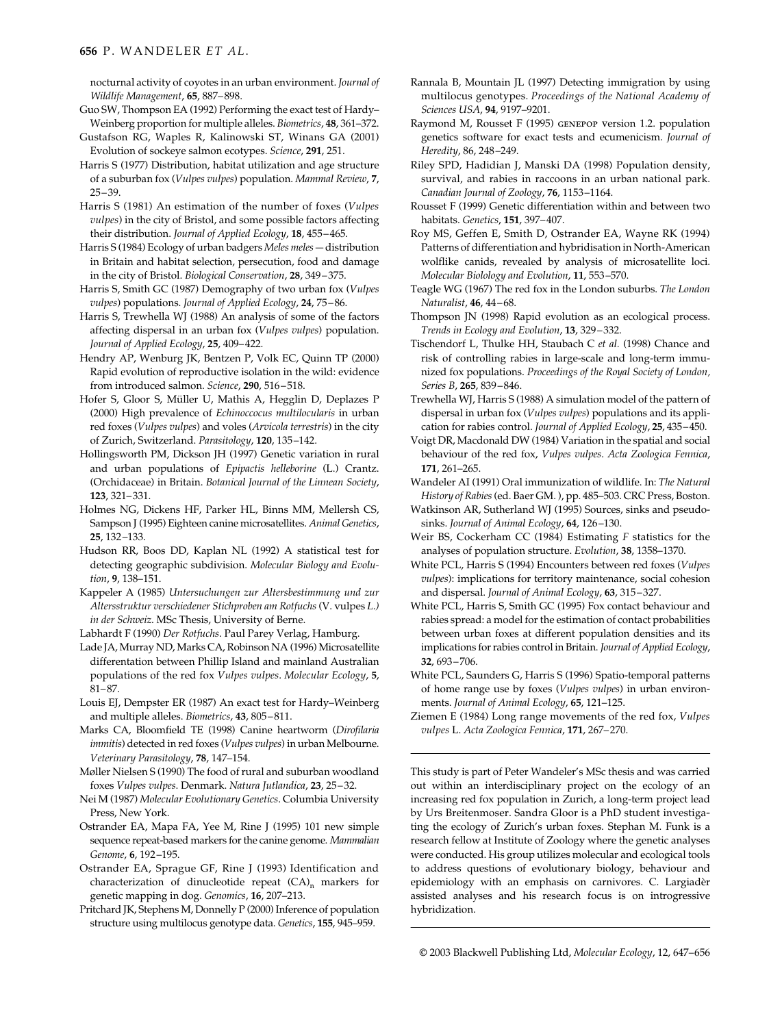nocturnal activity of coyotes in an urban environment. *Journal of Wildlife Management*, **65**, 887–898.

Guo SW, Thompson EA (1992) Performing the exact test of Hardy–Weinberg proportion for multiple alleles. *Biometrics*, **48**, 361–372.

Gustafson RG, Waples R, Kalinowski ST, Winans GA (2001) Evolution of sockeye salmon ecotypes. *Science*, **291**, 251.

Harris S (1977) Distribution, habitat utilization and age structure of a suburban fox (*Vulpes vulpes*) population. *Mammal Review*, **7**, 25–39.

Harris S (1981) An estimation of the number of foxes (*Vulpes vulpes*) in the city of Bristol, and some possible factors affecting their distribution. *Journal of Applied Ecology*, **18**, 455–465.

Harris S (1984) Ecology of urban badgers *Meles meles* — distribution in Britain and habitat selection, persecution, food and damage in the city of Bristol. *Biological Conservation*, **28**, 349–375.

Harris S, Smith GC (1987) Demography of two urban fox (*Vulpes vulpes*) populations. *Journal of Applied Ecology*, **24**, 75–86.

Harris S, Trewhella WJ (1988) An analysis of some of the factors affecting dispersal in an urban fox (*Vulpes vulpes*) population. *Journal of Applied Ecology*, **25**, 409–422.

Hendry AP, Wenburg JK, Bentzen P, Volk EC, Quinn TP (2000) Rapid evolution of reproductive isolation in the wild: evidence from introduced salmon. *Science*, **290**, 516–518.

Hofer S, Gloor S, Müller U, Mathis A, Hegglin D, Deplazes P (2000) High prevalence of *Echinoccocus multilocularis* in urban red foxes (*Vulpes vulpes*) and voles (*Arvicola terrestris*) in the city of Zurich, Switzerland. *Parasitology*, **120**, 135–142.

Hollingsworth PM, Dickson JH (1997) Genetic variation in rural and urban populations of *Epipactis helleborine* (L.) Crantz. (Orchidaceae) in Britain. *Botanical Journal of the Linnean Society*, **123**, 321–331.

Holmes NG, Dickens HF, Parker HL, Binns MM, Mellersh CS, Sampson J (1995) Eighteen canine microsatellites. *Animal Genetics*, **25**, 132–133.

Hudson RR, Boos DD, Kaplan NL (1992) A statistical test for detecting geographic subdivision. *Molecular Biology and Evolution*, **9**, 138–151.

Kappeler A (1985) *Untersuchungen zur Altersbestimmung und zur Altersstruktur verschiedener Stichproben am Rotfuchs* (V. vulpes *L.) in der Schweiz*. MSc Thesis, University of Berne.

Labhardt F (1990) *Der Rotfuchs*. Paul Parey Verlag, Hamburg.

Lade JA, Murray ND, Marks CA, Robinson NA (1996) Microsatellite differentation between Phillip Island and mainland Australian populations of the red fox *Vulpes vulpes*. *Molecular Ecology*, **5**, 81–87.

Louis EJ, Dempster ER (1987) An exact test for Hardy–Weinberg and multiple alleles. *Biometrics*, **43**, 805–811.

Marks CA, Bloomfield TE (1998) Canine heartworm (*Dirofilaria immitis*) detected in red foxes (*Vulpes vulpes*) in urban Melbourne. *Veterinary Parasitology*, **78**, 147–154.

Møller Nielsen S (1990) The food of rural and suburban woodland foxes *Vulpes vulpes*. Denmark. *Natura Jutlandica*, **23**, 25–32.

Nei M (1987) *Molecular Evolutionary Genetics*. Columbia University Press, New York.

Ostrander EA, Mapa FA, Yee M, Rine J (1995) 101 new simple sequence repeat-based markers for the canine genome. *Mammalian Genome*, **6**, 192–195.

Ostrander EA, Sprague GF, Rine J (1993) Identification and characterization of dinucleotide repeat $(CA)_n$ markers for genetic mapping in dog. *Genomics*, **16**, 207–213.

Pritchard JK, Stephens M, Donnelly P (2000) Inference of population structure using multilocus genotype data. *Genetics*, **155**, 945–959.

Rannala B, Mountain JL (1997) Detecting immigration by using multilocus genotypes. *Proceedings of the National Academy of Sciences USA*, **94**, 9197–9201.

Raymond M, Rousset F (1995) GENEPOP version 1.2. population genetics software for exact tests and ecumenicism. *Journal of Heredity*, 86, 248–249.

Riley SPD, Hadidian J, Manski DA (1998) Population density, survival, and rabies in raccoons in an urban national park. *Canadian Journal of Zoology*, **76**, 1153–1164.

Rousset F (1999) Genetic differentiation within and between two habitats. *Genetics*, **151**, 397–407.

Roy MS, Geffen E, Smith D, Ostrander EA, Wayne RK (1994) Patterns of differentiation and hybridisation in North-American wolflike canids, revealed by analysis of microsatellite loci. *Molecular Biolology and Evolution*, **11**, 553–570.

Teagle WG (1967) The red fox in the London suburbs. *The London Naturalist*, **46**, 44–68.

Thompson JN (1998) Rapid evolution as an ecological process. *Trends in Ecology and Evolution*, **13**, 329–332.

Tischendorf L, Thulke HH, Staubach C *et al.* (1998) Chance and risk of controlling rabies in large-scale and long-term immunized fox populations. *Proceedings of the Royal Society of London, Series B*, **265**, 839–846.

Trewhella WJ, Harris S (1988) A simulation model of the pattern of dispersal in urban fox (*Vulpes vulpes*) populations and its application for rabies control. *Journal of Applied Ecology*, **25**, 435–450.

Voigt DR, Macdonald DW (1984) Variation in the spatial and social behaviour of the red fox, *Vulpes vulpes*. *Acta Zoologica Fennica*, **171**, 261–265.

Wandeler AI (1991) Oral immunization of wildlife. In: *The Natural History of Rabies* (ed. Baer GM. ), pp. 485–503. CRC Press, Boston.

Watkinson AR, Sutherland WJ (1995) Sources, sinks and pseudo-sinks. *Journal of Animal Ecology*, **64**, 126–130.

Weir BS, Cockerham CC (1984) Estimating *F* statistics for the analyses of population structure. *Evolution*, **38**, 1358–1370.

White PCL, Harris S (1994) Encounters between red foxes (*Vulpes vulpes*): implications for territory maintenance, social cohesion and dispersal. *Journal of Animal Ecology*, **63**, 315–327.

White PCL, Harris S, Smith GC (1995) Fox contact behaviour and rabies spread: a model for the estimation of contact probabilities between urban foxes at different population densities and its implications for rabies control in Britain. *Journal of Applied Ecology*, **32**, 693–706.

White PCL, Saunders G, Harris S (1996) Spatio-temporal patterns of home range use by foxes (*Vulpes vulpes*) in urban environments. *Journal of Animal Ecology*, **65**, 121–125.

Ziemen E (1984) Long range movements of the red fox, *Vulpes vulpes* L. *Acta Zoologica Fennica*, **171**, 267–270.

---

This study is part of Peter Wandeler's MSc thesis and was carried out within an interdisciplinary project on the ecology of an increasing red fox population in Zurich, a long-term project lead by Urs Breitenmoser. Sandra Gloor is a PhD student investigating the ecology of Zurich's urban foxes. Stephan M. Funk is a research fellow at Institute of Zoology where the genetic analyses were conducted. His group utilizes molecular and ecological tools to address questions of evolutionary biology, behaviour and epidemiology with an emphasis on carnivores. C. Largiadèr assisted analyses and his research focus is on introgressive hybridization.